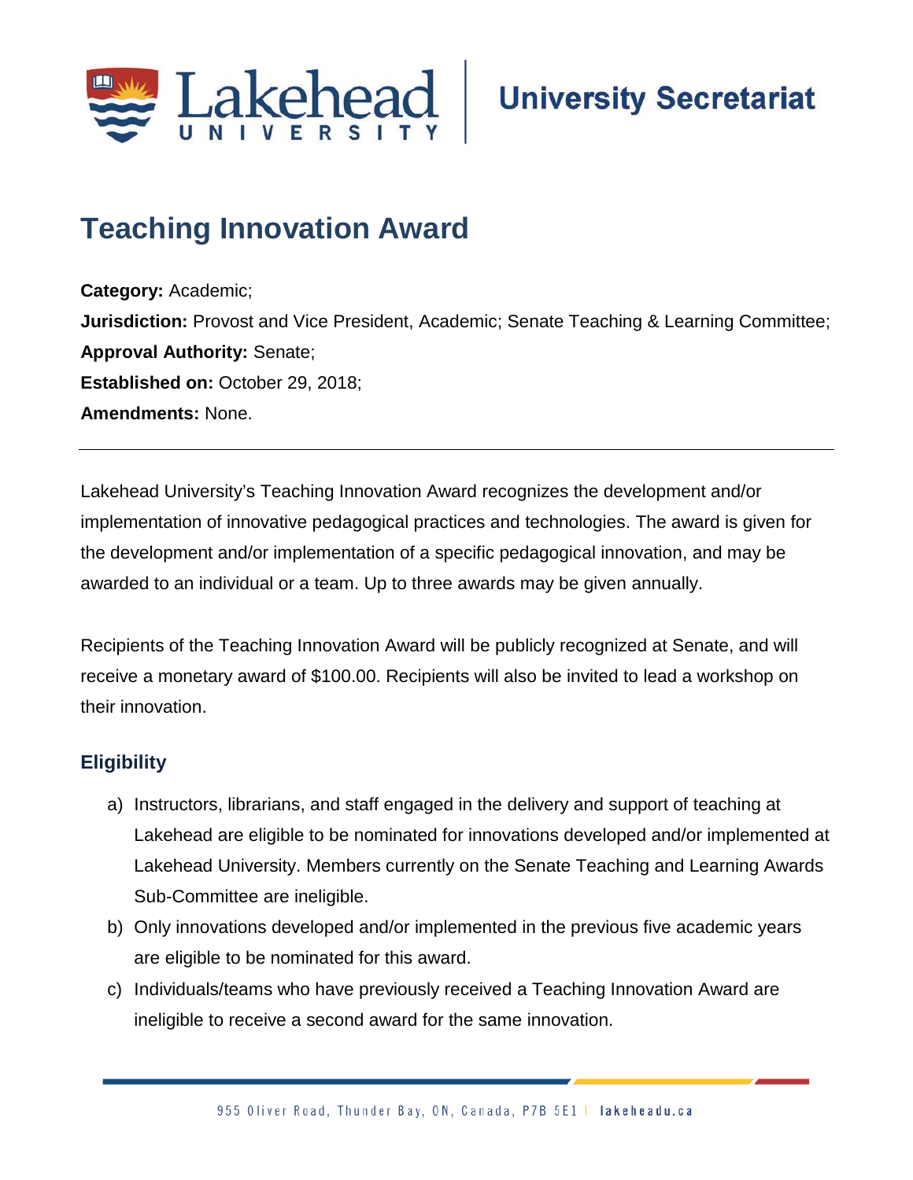Lakehead University | University Secretariat

# Teaching Innovation Award

**Category:** Academic;
**Jurisdiction:** Provost and Vice President, Academic; Senate Teaching & Learning Committee;
**Approval Authority:** Senate;
**Established on:** October 29, 2018;
**Amendments:** None.

---

Lakehead University's Teaching Innovation Award recognizes the development and/or implementation of innovative pedagogical practices and technologies. The award is given for the development and/or implementation of a specific pedagogical innovation, and may be awarded to an individual or a team. Up to three awards may be given annually.

Recipients of the Teaching Innovation Award will be publicly recognized at Senate, and will receive a monetary award of $100.00. Recipients will also be invited to lead a workshop on their innovation.

## Eligibility

a) Instructors, librarians, and staff engaged in the delivery and support of teaching at Lakehead are eligible to be nominated for innovations developed and/or implemented at Lakehead University. Members currently on the Senate Teaching and Learning Awards Sub-Committee are ineligible.
b) Only innovations developed and/or implemented in the previous five academic years are eligible to be nominated for this award.
c) Individuals/teams who have previously received a Teaching Innovation Award are ineligible to receive a second award for the same innovation.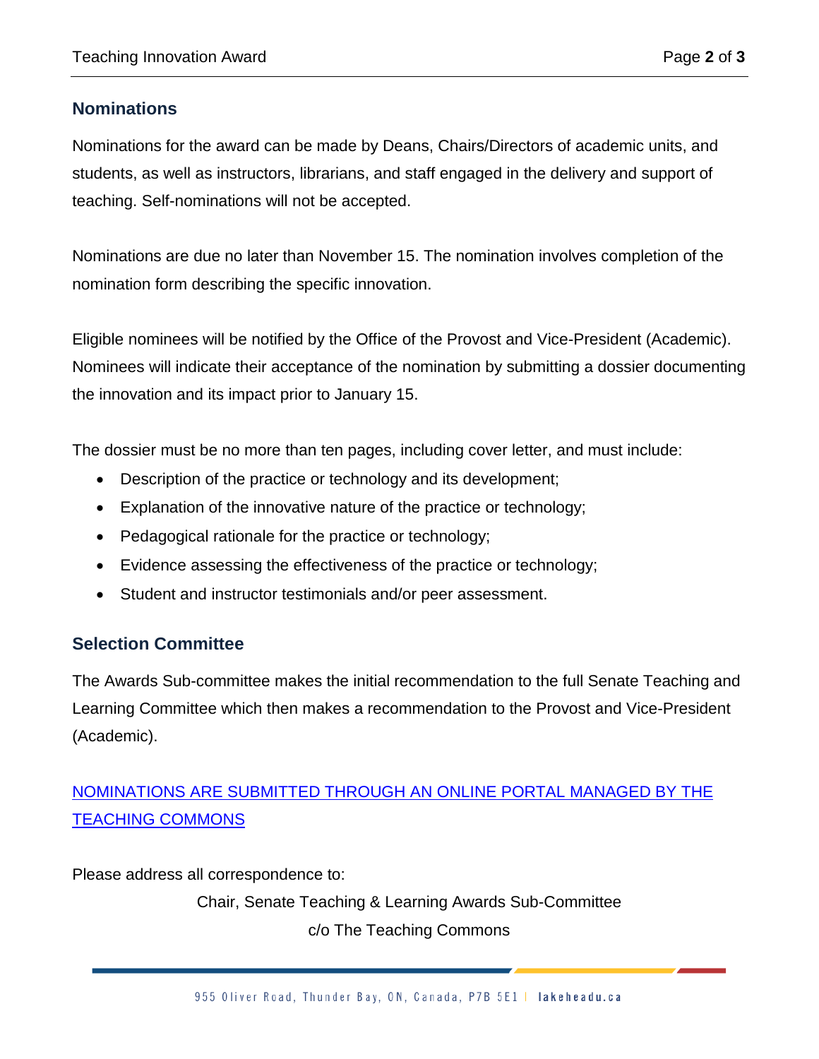## Nominations

Nominations for the award can be made by Deans, Chairs/Directors of academic units, and students, as well as instructors, librarians, and staff engaged in the delivery and support of teaching. Self-nominations will not be accepted.

Nominations are due no later than November 15. The nomination involves completion of the nomination form describing the specific innovation.

Eligible nominees will be notified by the Office of the Provost and Vice-President (Academic). Nominees will indicate their acceptance of the nomination by submitting a dossier documenting the innovation and its impact prior to January 15.

The dossier must be no more than ten pages, including cover letter, and must include:

- Description of the practice or technology and its development;
- Explanation of the innovative nature of the practice or technology;
- Pedagogical rationale for the practice or technology;
- Evidence assessing the effectiveness of the practice or technology;
- Student and instructor testimonials and/or peer assessment.

## Selection Committee

The Awards Sub-committee makes the initial recommendation to the full Senate Teaching and Learning Committee which then makes a recommendation to the Provost and Vice-President (Academic).

NOMINATIONS ARE SUBMITTED THROUGH AN ONLINE PORTAL MANAGED BY THE TEACHING COMMONS

Please address all correspondence to:

Chair, Senate Teaching & Learning Awards Sub-Committee
c/o The Teaching Commons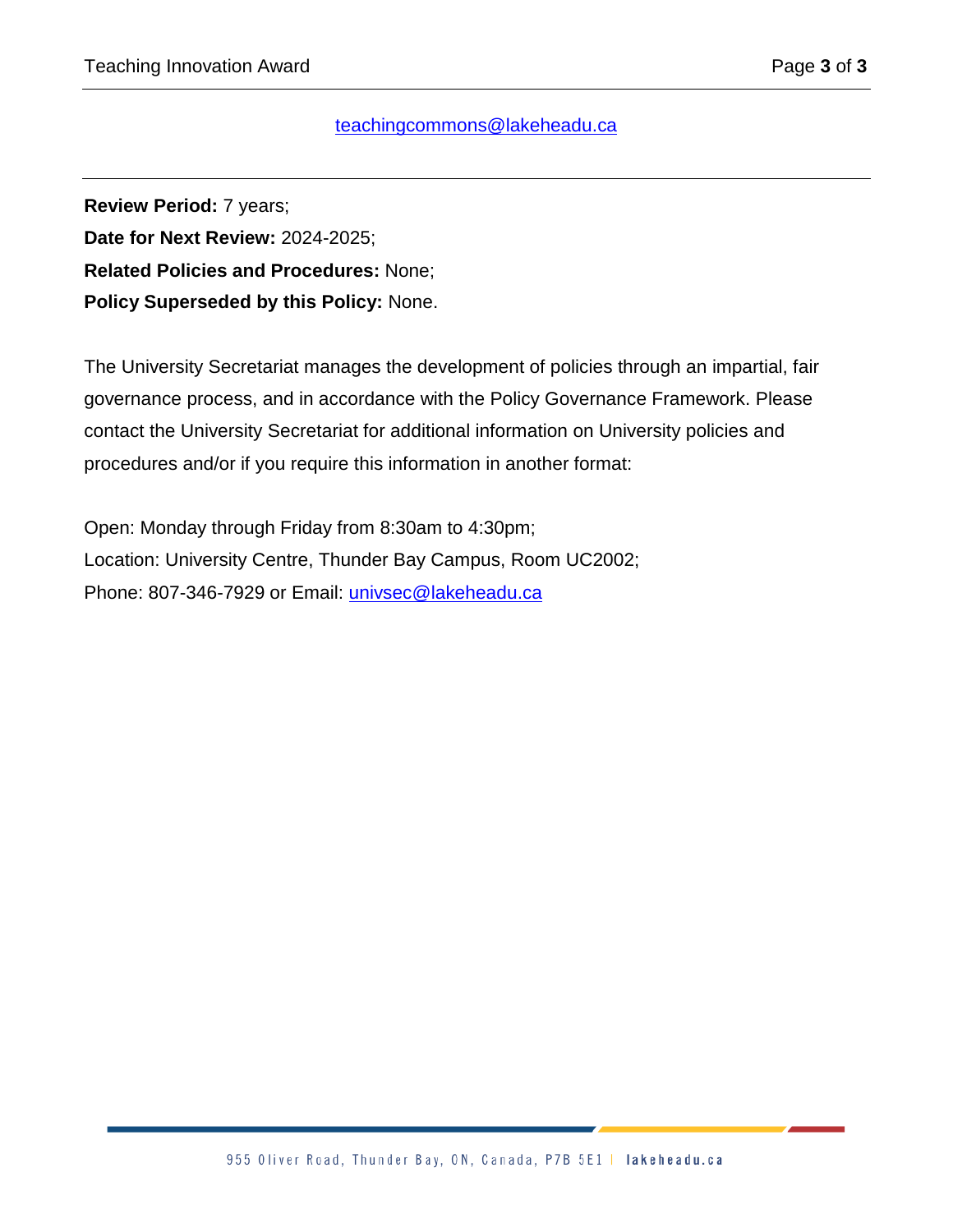teachingcommons@lakeheadu.ca

---

**Review Period:** 7 years;
**Date for Next Review:** 2024-2025;
**Related Policies and Procedures:** None;
**Policy Superseded by this Policy:** None.

The University Secretariat manages the development of policies through an impartial, fair governance process, and in accordance with the Policy Governance Framework. Please contact the University Secretariat for additional information on University policies and procedures and/or if you require this information in another format:

Open: Monday through Friday from 8:30am to 4:30pm;
Location: University Centre, Thunder Bay Campus, Room UC2002;
Phone: 807-346-7929 or Email: univsec@lakeheadu.ca